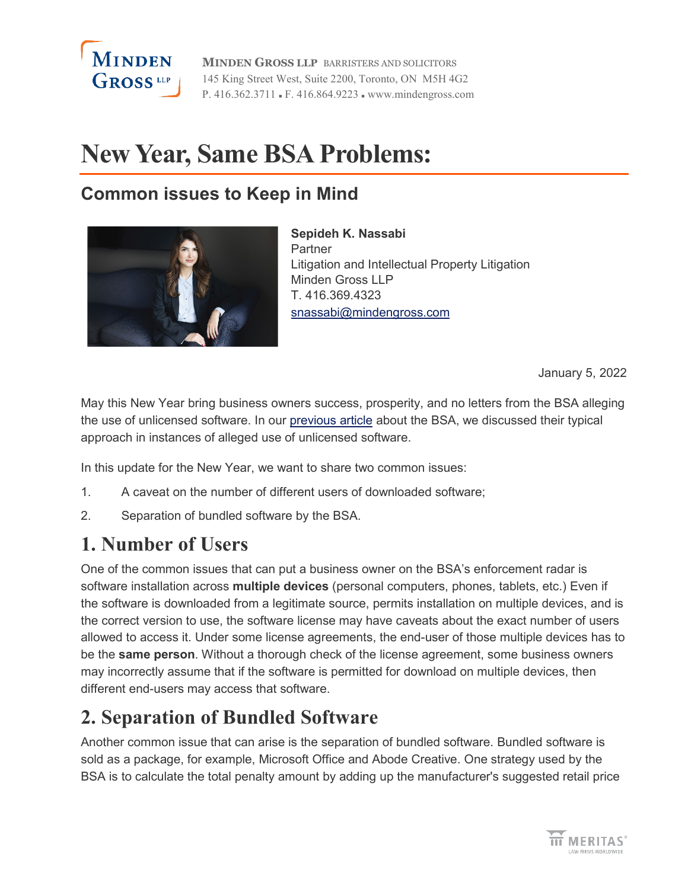**MINDEN GROSS LLP** BARRISTERS AND SOLICITORS
145 King Street West, Suite 2200, Toronto, ON M5H 4G2
P. 416.362.3711 ▪ F. 416.864.9223 ▪ www.mindengross.com

# New Year, Same BSA Problems:

## Common issues to Keep in Mind

**Sepideh K. Nassabi**
Partner
Litigation and Intellectual Property Litigation
Minden Gross LLP
T. 416.369.4323
snassabi@mindengross.com

January 5, 2022

May this New Year bring business owners success, prosperity, and no letters from the BSA alleging the use of unlicensed software. In our previous article about the BSA, we discussed their typical approach in instances of alleged use of unlicensed software.

In this update for the New Year, we want to share two common issues:

1. A caveat on the number of different users of downloaded software;
2. Separation of bundled software by the BSA.

## 1. Number of Users

One of the common issues that can put a business owner on the BSA's enforcement radar is software installation across **multiple devices** (personal computers, phones, tablets, etc.) Even if the software is downloaded from a legitimate source, permits installation on multiple devices, and is the correct version to use, the software license may have caveats about the exact number of users allowed to access it. Under some license agreements, the end-user of those multiple devices has to be the **same person**. Without a thorough check of the license agreement, some business owners may incorrectly assume that if the software is permitted for download on multiple devices, then different end-users may access that software.

## 2. Separation of Bundled Software

Another common issue that can arise is the separation of bundled software. Bundled software is sold as a package, for example, Microsoft Office and Abode Creative. One strategy used by the BSA is to calculate the total penalty amount by adding up the manufacturer's suggested retail price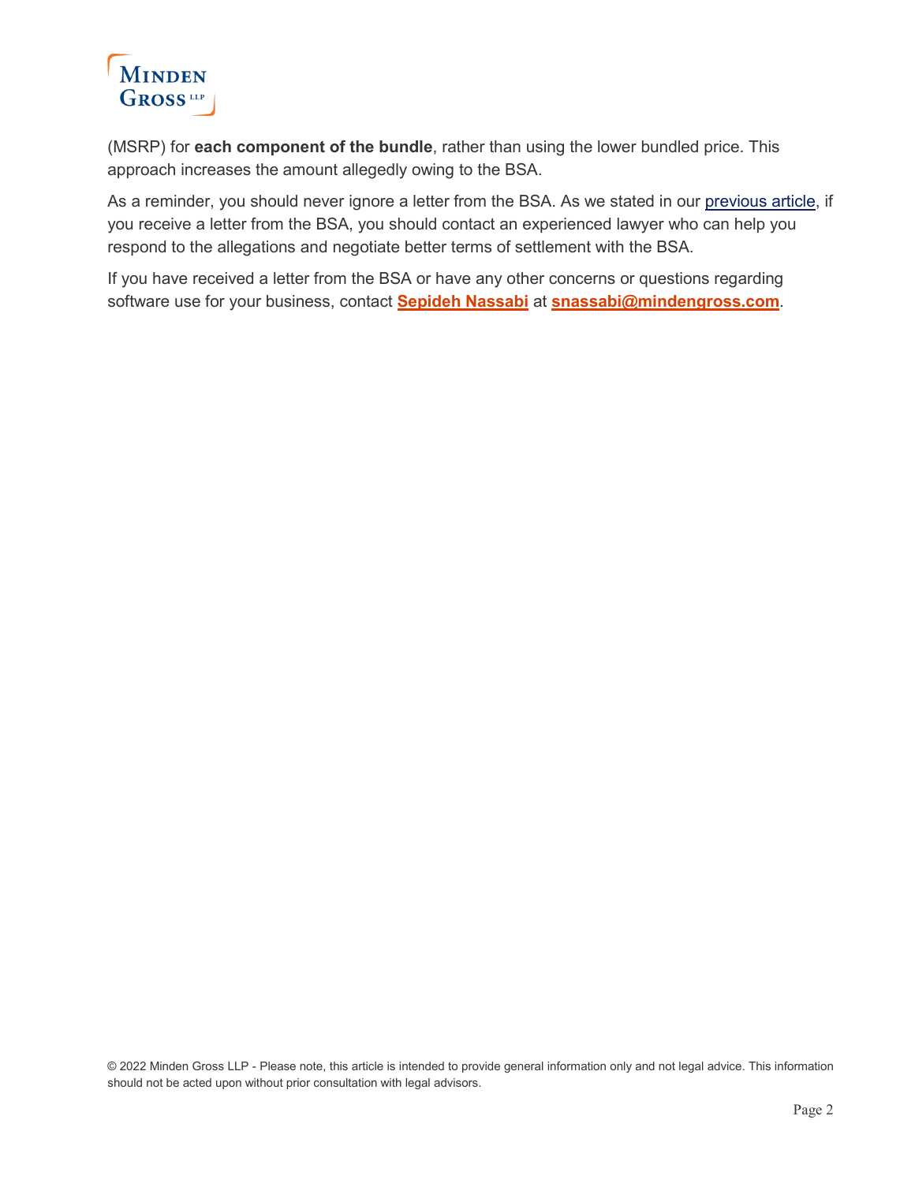(MSRP) for **each component of the bundle**, rather than using the lower bundled price. This approach increases the amount allegedly owing to the BSA.

As a reminder, you should never ignore a letter from the BSA. As we stated in our previous article, if you receive a letter from the BSA, you should contact an experienced lawyer who can help you respond to the allegations and negotiate better terms of settlement with the BSA.

If you have received a letter from the BSA or have any other concerns or questions regarding software use for your business, contact **Sepideh Nassabi** at **snassabi@mindengross.com**.

© 2022 Minden Gross LLP - Please note, this article is intended to provide general information only and not legal advice. This information should not be acted upon without prior consultation with legal advisors.